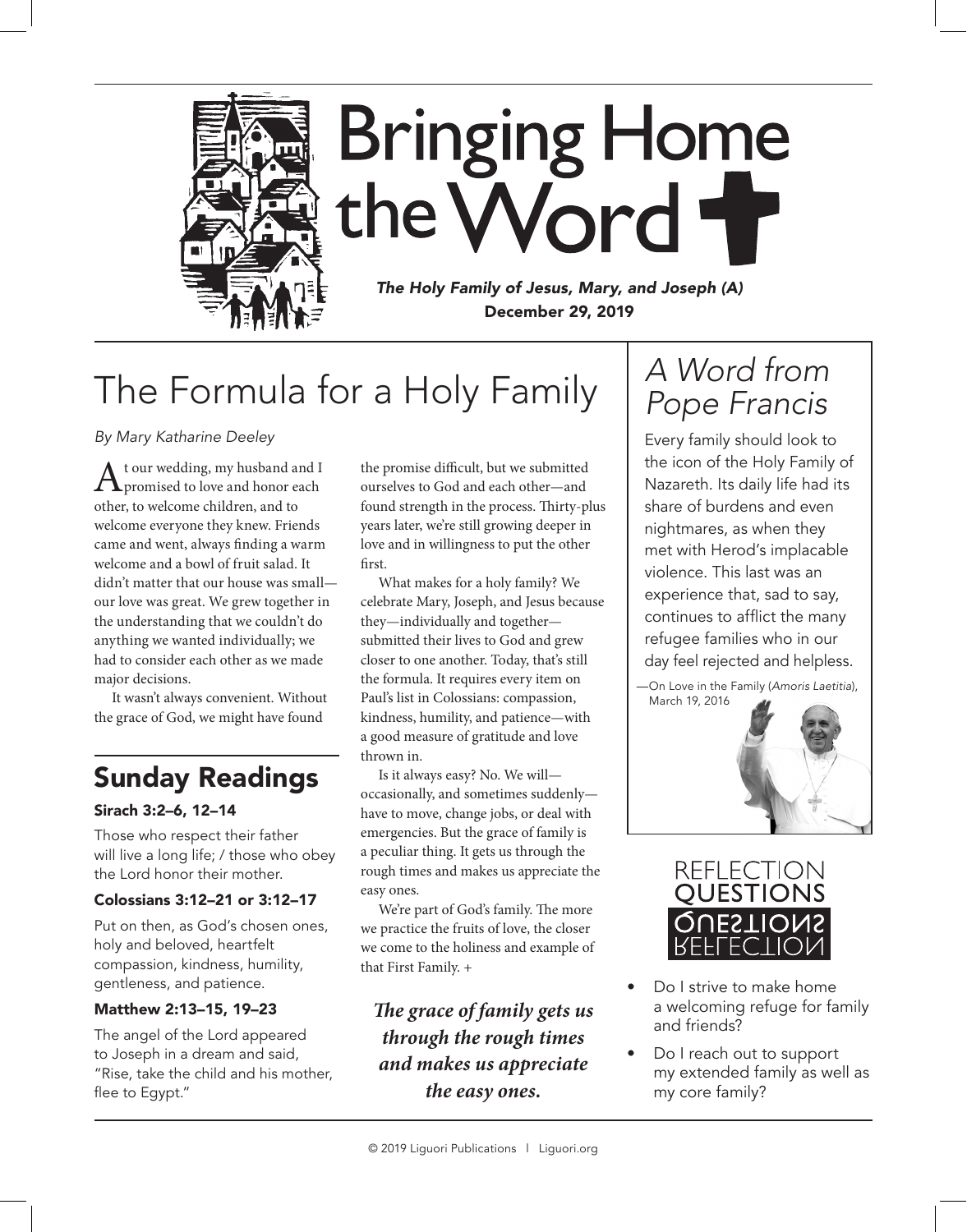# Bringing Home the Word

*The Holy Family of Jesus, Mary, and Joseph (A)*
**December 29, 2019**

## The Formula for a Holy Family

*By Mary Katharine Deeley*

At our wedding, my husband and I promised to love and honor each other, to welcome children, and to welcome everyone they knew. Friends came and went, always finding a warm welcome and a bowl of fruit salad. It didn't matter that our house was small—our love was great. We grew together in the understanding that we couldn't do anything we wanted individually; we had to consider each other as we made major decisions.

It wasn't always convenient. Without the grace of God, we might have found the promise difficult, but we submitted ourselves to God and each other—and found strength in the process. Thirty-plus years later, we're still growing deeper in love and in willingness to put the other first.

What makes for a holy family? We celebrate Mary, Joseph, and Jesus because they—individually and together—submitted their lives to God and grew closer to one another. Today, that's still the formula. It requires every item on Paul's list in Colossians: compassion, kindness, humility, and patience—with a good measure of gratitude and love thrown in.

Is it always easy? No. We will—occasionally, and sometimes suddenly—have to move, change jobs, or deal with emergencies. But the grace of family is a peculiar thing. It gets us through the rough times and makes us appreciate the easy ones.

We're part of God's family. The more we practice the fruits of love, the closer we come to the holiness and example of that First Family. +

***The grace of family gets us through the rough times and makes us appreciate the easy ones.***

## Sunday Readings

**Sirach 3:2–6, 12–14**

Those who respect their father will live a long life; / those who obey the Lord honor their mother.

**Colossians 3:12–21 or 3:12–17**

Put on then, as God's chosen ones, holy and beloved, heartfelt compassion, kindness, humility, gentleness, and patience.

**Matthew 2:13–15, 19–23**

The angel of the Lord appeared to Joseph in a dream and said, "Rise, take the child and his mother, flee to Egypt."

## *A Word from Pope Francis*

Every family should look to the icon of the Holy Family of Nazareth. Its daily life had its share of burdens and even nightmares, as when they met with Herod's implacable violence. This last was an experience that, sad to say, continues to afflict the many refugee families who in our day feel rejected and helpless.

—On Love in the Family (*Amoris Laetitia*), March 19, 2016

## Reflection Questions

- Do I strive to make home a welcoming refuge for family and friends?
- Do I reach out to support my extended family as well as my core family?

© 2019 Liguori Publications | Liguori.org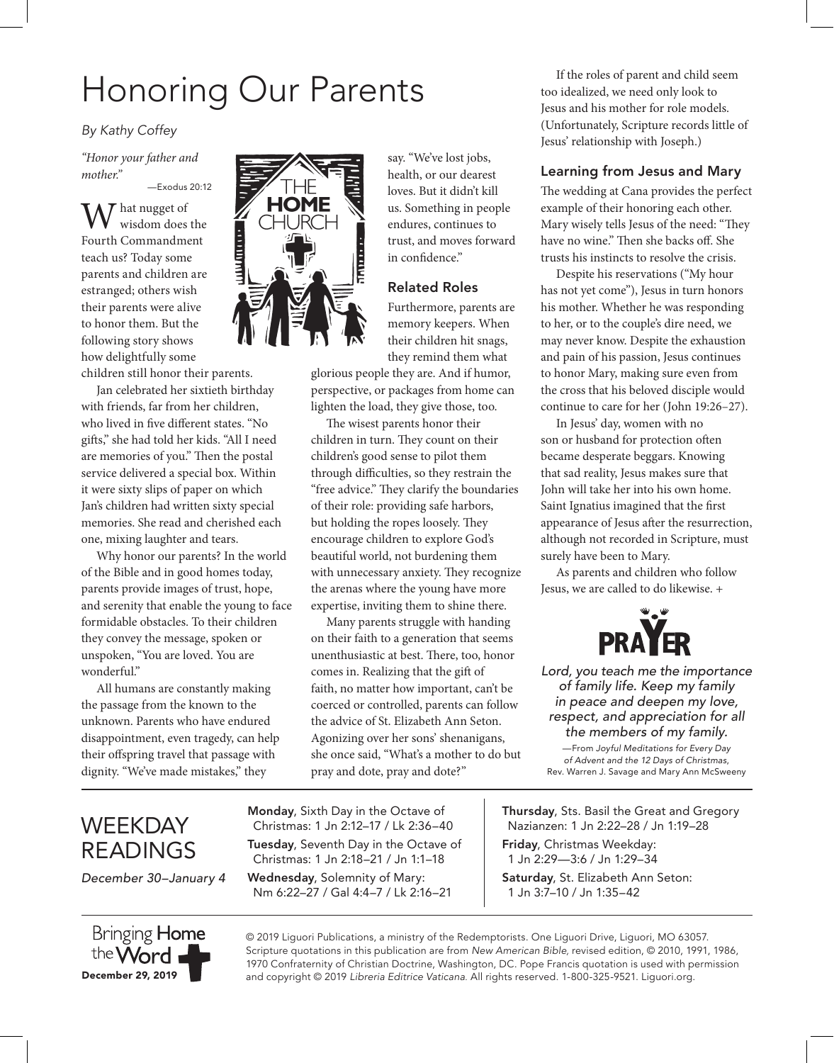# Honoring Our Parents

*By Kathy Coffey*

*"Honor your father and mother."*
—Exodus 20:12

What nugget of wisdom does the Fourth Commandment teach us? Today some parents and children are estranged; others wish their parents were alive to honor them. But the following story shows how delightfully some children still honor their parents.

Jan celebrated her sixtieth birthday with friends, far from her children, who lived in five different states. "No gifts," she had told her kids. "All I need are memories of you." Then the postal service delivered a special box. Within it were sixty slips of paper on which Jan's children had written sixty special memories. She read and cherished each one, mixing laughter and tears.

Why honor our parents? In the world of the Bible and in good homes today, parents provide images of trust, hope, and serenity that enable the young to face formidable obstacles. To their children they convey the message, spoken or unspoken, "You are loved. You are wonderful."

All humans are constantly making the passage from the known to the unknown. Parents who have endured disappointment, even tragedy, can help their offspring travel that passage with dignity. "We've made mistakes," they say. "We've lost jobs, health, or our dearest loves. But it didn't kill us. Something in people endures, continues to trust, and moves forward in confidence."

THE HOME CHURCH

## Related Roles

Furthermore, parents are memory keepers. When their children hit snags, they remind them what glorious people they are. And if humor, perspective, or packages from home can lighten the load, they give those, too.

The wisest parents honor their children in turn. They count on their children's good sense to pilot them through difficulties, so they restrain the "free advice." They clarify the boundaries of their role: providing safe harbors, but holding the ropes loosely. They encourage children to explore God's beautiful world, not burdening them with unnecessary anxiety. They recognize the arenas where the young have more expertise, inviting them to shine there.

Many parents struggle with handing on their faith to a generation that seems unenthusiastic at best. There, too, honor comes in. Realizing that the gift of faith, no matter how important, can't be coerced or controlled, parents can follow the advice of St. Elizabeth Ann Seton. Agonizing over her sons' shenanigans, she once said, "What's a mother to do but pray and dote, pray and dote?"

If the roles of parent and child seem too idealized, we need only look to Jesus and his mother for role models. (Unfortunately, Scripture records little of Jesus' relationship with Joseph.)

## Learning from Jesus and Mary

The wedding at Cana provides the perfect example of their honoring each other. Mary wisely tells Jesus of the need: "They have no wine." Then she backs off. She trusts his instincts to resolve the crisis.

Despite his reservations ("My hour has not yet come"), Jesus in turn honors his mother. Whether he was responding to her, or to the couple's dire need, we may never know. Despite the exhaustion and pain of his passion, Jesus continues to honor Mary, making sure even from the cross that his beloved disciple would continue to care for her (John 19:26–27).

In Jesus' day, women with no son or husband for protection often became desperate beggars. Knowing that sad reality, Jesus makes sure that John will take her into his own home. Saint Ignatius imagined that the first appearance of Jesus after the resurrection, although not recorded in Scripture, must surely have been to Mary.

As parents and children who follow Jesus, we are called to do likewise. +

## PRAYER

*Lord, you teach me the importance of family life. Keep my family in peace and deepen my love, respect, and appreciation for all the members of my family.*

—From *Joyful Meditations for Every Day of Advent and the 12 Days of Christmas,* Rev. Warren J. Savage and Mary Ann McSweeny

## WEEKDAY READINGS

*December 30–January 4*

**Monday**, Sixth Day in the Octave of Christmas: 1 Jn 2:12–17 / Lk 2:36–40

**Tuesday**, Seventh Day in the Octave of Christmas: 1 Jn 2:18–21 / Jn 1:1–18

**Wednesday**, Solemnity of Mary: Nm 6:22–27 / Gal 4:4–7 / Lk 2:16–21

**Thursday**, Sts. Basil the Great and Gregory Nazianzen: 1 Jn 2:22–28 / Jn 1:19–28

**Friday**, Christmas Weekday: 1 Jn 2:29—3:6 / Jn 1:29–34

**Saturday**, St. Elizabeth Ann Seton: 1 Jn 3:7–10 / Jn 1:35–42

Bringing **Home** the **Word**
**December 29, 2019**

© 2019 Liguori Publications, a ministry of the Redemptorists. One Liguori Drive, Liguori, MO 63057. Scripture quotations in this publication are from *New American Bible,* revised edition, © 2010, 1991, 1986, 1970 Confraternity of Christian Doctrine, Washington, DC. Pope Francis quotation is used with permission and copyright © 2019 *Libreria Editrice Vaticana.* All rights reserved. 1-800-325-9521. Liguori.org.